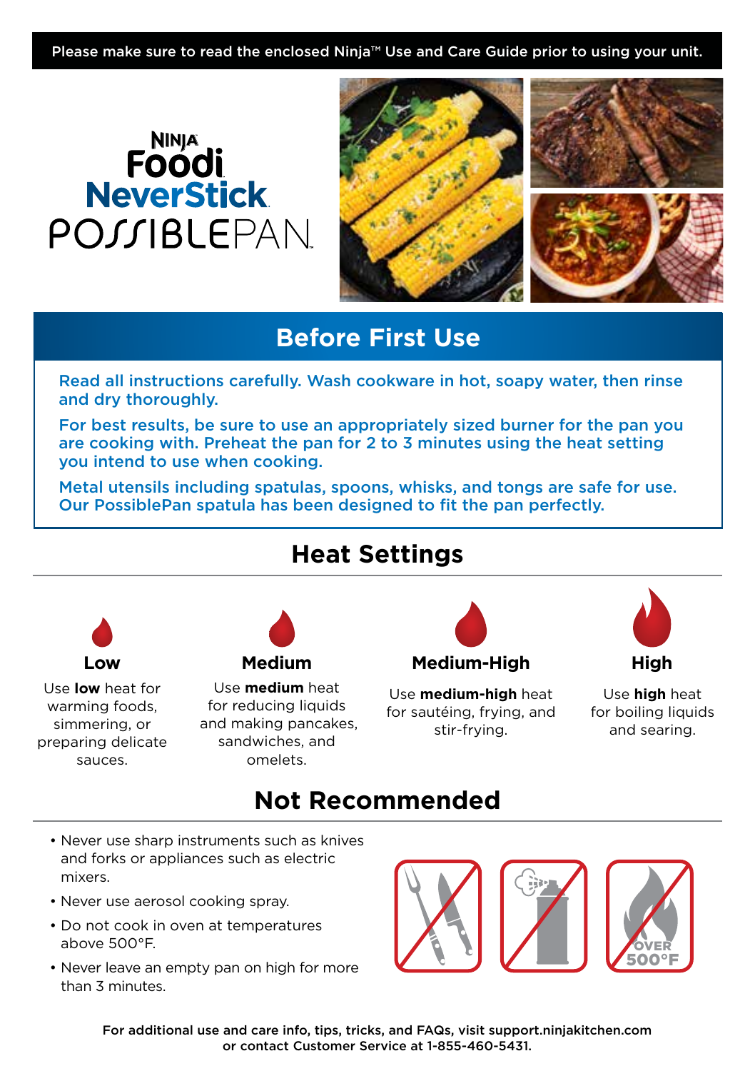Please make sure to read the enclosed Ninja™ Use and Care Guide prior to using your unit.

# NINJA Foodi NeverStick POSSIBLEPAN

## Before First Use

Read all instructions carefully. Wash cookware in hot, soapy water, then rinse and dry thoroughly.

For best results, be sure to use an appropriately sized burner for the pan you are cooking with. Preheat the pan for 2 to 3 minutes using the heat setting you intend to use when cooking.

Metal utensils including spatulas, spoons, whisks, and tongs are safe for use. Our PossiblePan spatula has been designed to fit the pan perfectly.

## Heat Settings

**Low**

Use **low** heat for warming foods, simmering, or preparing delicate sauces.

**Medium**

Use **medium** heat for reducing liquids and making pancakes, sandwiches, and omelets.

**Medium-High**

Use **medium-high** heat for sautéing, frying, and stir-frying.

**High**

Use **high** heat for boiling liquids and searing.

## Not Recommended

- Never use sharp instruments such as knives and forks or appliances such as electric mixers.
- Never use aerosol cooking spray.
- Do not cook in oven at temperatures above 500°F.
- Never leave an empty pan on high for more than 3 minutes.

OVER 500°F

For additional use and care info, tips, tricks, and FAQs, visit support.ninjakitchen.com or contact Customer Service at 1-855-460-5431.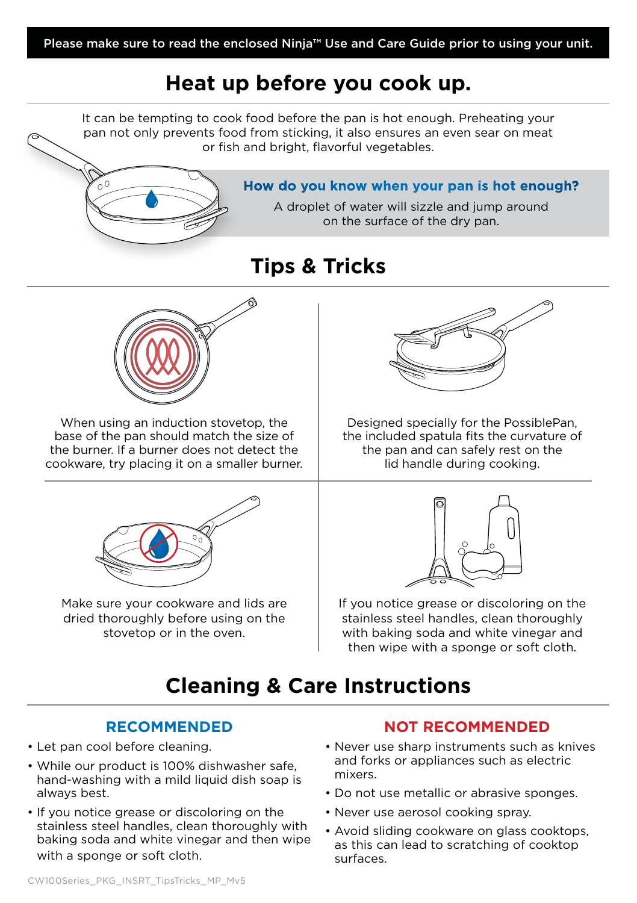Please make sure to read the enclosed Ninja™ Use and Care Guide prior to using your unit.

# Heat up before you cook up.

It can be tempting to cook food before the pan is hot enough. Preheating your pan not only prevents food from sticking, it also ensures an even sear on meat or fish and bright, flavorful vegetables.

**How do you know when your pan is hot enough?**

A droplet of water will sizzle and jump around on the surface of the dry pan.

# Tips & Tricks

When using an induction stovetop, the base of the pan should match the size of the burner. If a burner does not detect the cookware, try placing it on a smaller burner.

Designed specially for the PossiblePan, the included spatula fits the curvature of the pan and can safely rest on the lid handle during cooking.

Make sure your cookware and lids are dried thoroughly before using on the stovetop or in the oven.

If you notice grease or discoloring on the stainless steel handles, clean thoroughly with baking soda and white vinegar and then wipe with a sponge or soft cloth.

# Cleaning & Care Instructions

## RECOMMENDED

- Let pan cool before cleaning.
- While our product is 100% dishwasher safe, hand-washing with a mild liquid dish soap is always best.
- If you notice grease or discoloring on the stainless steel handles, clean thoroughly with baking soda and white vinegar and then wipe with a sponge or soft cloth.

## NOT RECOMMENDED

- Never use sharp instruments such as knives and forks or appliances such as electric mixers.
- Do not use metallic or abrasive sponges.
- Never use aerosol cooking spray.
- Avoid sliding cookware on glass cooktops, as this can lead to scratching of cooktop surfaces.

CW100Series_PKG_INSRT_TipsTricks_MP_Mv5